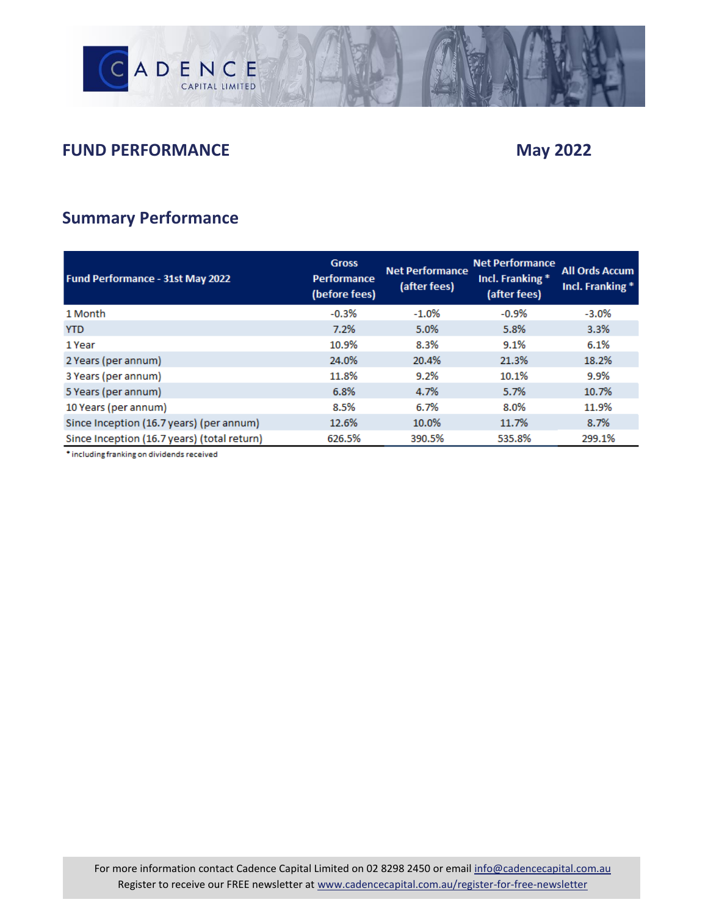CADENCE CAPITAL LIMITED

## FUND PERFORMANCE May 2022

## Summary Performance

| Fund Performance - 31st May 2022 | Gross Performance (before fees) | Net Performance (after fees) | Net Performance Incl. Franking * (after fees) | All Ords Accum Incl. Franking * |
|---|---|---|---|---|
| 1 Month | -0.3% | -1.0% | -0.9% | -3.0% |
| YTD | 7.2% | 5.0% | 5.8% | 3.3% |
| 1 Year | 10.9% | 8.3% | 9.1% | 6.1% |
| 2 Years (per annum) | 24.0% | 20.4% | 21.3% | 18.2% |
| 3 Years (per annum) | 11.8% | 9.2% | 10.1% | 9.9% |
| 5 Years (per annum) | 6.8% | 4.7% | 5.7% | 10.7% |
| 10 Years (per annum) | 8.5% | 6.7% | 8.0% | 11.9% |
| Since Inception (16.7 years) (per annum) | 12.6% | 10.0% | 11.7% | 8.7% |
| Since Inception (16.7 years) (total return) | 626.5% | 390.5% | 535.8% | 299.1% |

* including franking on dividends received

For more information contact Cadence Capital Limited on 02 8298 2450 or email info@cadencecapital.com.au
Register to receive our FREE newsletter at www.cadencecapital.com.au/register-for-free-newsletter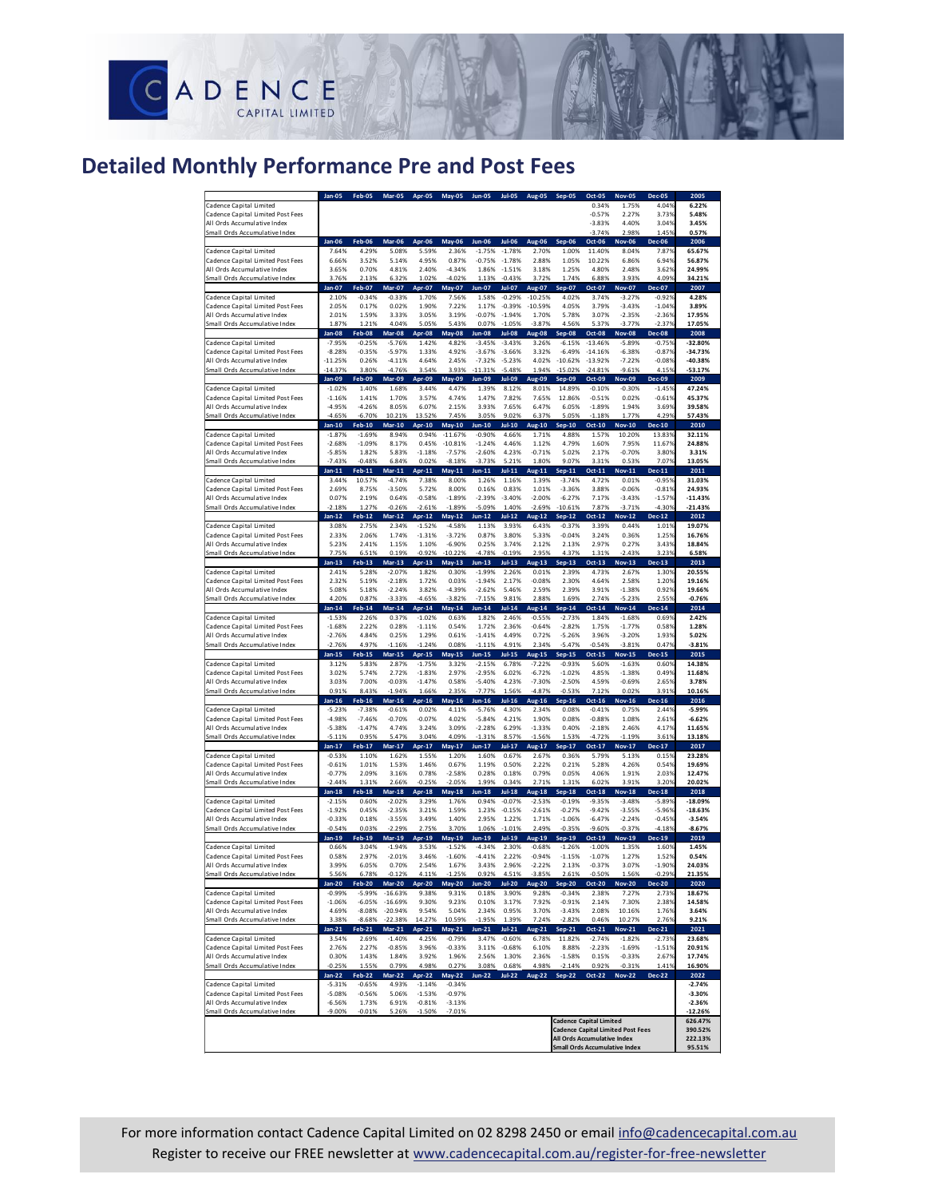# Detailed Monthly Performance Pre and Post Fees

| | Jan-05 | Feb-05 | Mar-05 | Apr-05 | May-05 | Jun-05 | Jul-05 | Aug-05 | Sep-05 | Oct-05 | Nov-05 | Dec-05 | 2005 |
|---|---|---|---|---|---|---|---|---|---|---|---|---|---|
| Cadence Capital Limited | | | | | | | | | | 0.34% | 1.75% | 4.04% | **6.22%** |
| Cadence Capital Limited Post Fees | | | | | | | | | | -0.57% | 2.27% | 3.73% | **5.48%** |
| All Ords Accumulative Index | | | | | | | | | | -3.83% | 4.40% | 3.04% | **3.45%** |
| Small Ords Accumulative Index | | | | | | | | | | -3.74% | 2.98% | 1.45% | **0.57%** |
| | **Jan-06** | **Feb-06** | **Mar-06** | **Apr-06** | **May-06** | **Jun-06** | **Jul-06** | **Aug-06** | **Sep-06** | **Oct-06** | **Nov-06** | **Dec-06** | **2006** |
| Cadence Capital Limited | 7.64% | 4.29% | 5.08% | 5.59% | 2.36% | -1.75% | -1.78% | 2.70% | 1.00% | 11.40% | 8.04% | 7.87% | **65.67%** |
| Cadence Capital Limited Post Fees | 6.66% | 3.52% | 5.14% | 4.95% | 0.87% | -0.75% | -1.78% | 2.88% | 1.05% | 10.22% | 6.86% | 6.94% | **56.87%** |
| All Ords Accumulative Index | 3.65% | 0.70% | 4.81% | 2.40% | -4.34% | 1.86% | -1.51% | 3.18% | 1.25% | 4.80% | 2.48% | 3.62% | **24.99%** |
| Small Ords Accumulative Index | 3.76% | 2.13% | 6.32% | 1.02% | -4.02% | 1.13% | -0.43% | 3.72% | 1.74% | 6.88% | 3.93% | 4.09% | **34.21%** |
| | **Jan-07** | **Feb-07** | **Mar-07** | **Apr-07** | **May-07** | **Jun-07** | **Jul-07** | **Aug-07** | **Sep-07** | **Oct-07** | **Nov-07** | **Dec-07** | **2007** |
| Cadence Capital Limited | 2.10% | -0.34% | -0.33% | 1.70% | 7.56% | 1.58% | -0.29% | -10.25% | 4.02% | 3.74% | -3.27% | -0.92% | **4.28%** |
| Cadence Capital Limited Post Fees | 2.05% | 0.17% | 0.02% | 1.90% | 7.22% | 1.17% | -0.39% | -10.59% | 4.05% | 3.79% | -3.43% | -1.04% | **3.89%** |
| All Ords Accumulative Index | 2.01% | 1.59% | 3.33% | 3.05% | 3.19% | -0.07% | -1.94% | 1.70% | 5.78% | 3.07% | -2.35% | -2.36% | **17.95%** |
| Small Ords Accumulative Index | 1.87% | 1.21% | 4.04% | 5.05% | 5.43% | 0.07% | -1.05% | -3.87% | 4.56% | 5.37% | -3.77% | -2.37% | **17.05%** |
| | **Jan-08** | **Feb-08** | **Mar-08** | **Apr-08** | **May-08** | **Jun-08** | **Jul-08** | **Aug-08** | **Sep-08** | **Oct-08** | **Nov-08** | **Dec-08** | **2008** |
| Cadence Capital Limited | -7.95% | -0.25% | -5.76% | 1.42% | 4.82% | -3.45% | -3.43% | 3.26% | -6.15% | -13.46% | -5.89% | -0.75% | **-32.80%** |
| Cadence Capital Limited Post Fees | -8.28% | -0.35% | -5.97% | 1.33% | 4.92% | -3.67% | -3.66% | 3.32% | -6.49% | -14.16% | -6.38% | -0.87% | **-34.73%** |
| All Ords Accumulative Index | -11.25% | 0.26% | -4.11% | 4.64% | 2.45% | -7.32% | -5.23% | 4.02% | -10.62% | -13.92% | -7.22% | -0.08% | **-40.38%** |
| Small Ords Accumulative Index | -14.37% | 3.80% | -4.76% | 3.54% | 3.93% | -11.31% | -5.48% | 1.94% | -15.02% | -24.81% | -9.61% | 4.15% | **-53.17%** |
| | **Jan-09** | **Feb-09** | **Mar-09** | **Apr-09** | **May-09** | **Jun-09** | **Jul-09** | **Aug-09** | **Sep-09** | **Oct-09** | **Nov-09** | **Dec-09** | **2009** |
| Cadence Capital Limited | -1.02% | 1.40% | 1.68% | 3.44% | 4.47% | 1.39% | 8.12% | 8.01% | 14.89% | -0.10% | -0.30% | -1.45% | **47.24%** |
| Cadence Capital Limited Post Fees | -1.16% | 1.41% | 1.70% | 3.57% | 4.74% | 1.47% | 7.82% | 7.65% | 12.86% | -0.51% | 0.02% | -0.61% | **45.37%** |
| All Ords Accumulative Index | -4.95% | -4.26% | 8.05% | 6.07% | 2.15% | 3.93% | 7.65% | 6.47% | 6.05% | -1.89% | 1.94% | 3.69% | **39.58%** |
| Small Ords Accumulative Index | -4.65% | -6.70% | 10.21% | 13.52% | 7.45% | 3.05% | 9.02% | 6.37% | 5.05% | -1.18% | 1.77% | 4.29% | **57.43%** |
| | **Jan-10** | **Feb-10** | **Mar-10** | **Apr-10** | **May-10** | **Jun-10** | **Jul-10** | **Aug-10** | **Sep-10** | **Oct-10** | **Nov-10** | **Dec-10** | **2010** |
| Cadence Capital Limited | -1.87% | -1.69% | 8.94% | 0.94% | -11.67% | -0.90% | 4.66% | 1.71% | 4.88% | 1.57% | 10.20% | 13.83% | **32.11%** |
| Cadence Capital Limited Post Fees | -2.68% | -1.09% | 8.17% | 0.45% | -10.81% | -1.24% | 4.46% | 1.12% | 4.79% | 1.60% | 7.95% | 11.67% | **24.88%** |
| All Ords Accumulative Index | -5.85% | 1.82% | 5.83% | -1.18% | -7.57% | -2.60% | 4.23% | -0.71% | 5.02% | 2.17% | -0.70% | 3.80% | **3.31%** |
| Small Ords Accumulative Index | -7.43% | -0.48% | 6.84% | 0.02% | -8.18% | -3.73% | 5.21% | 1.80% | 9.07% | 3.31% | 0.53% | 7.07% | **13.05%** |
| | **Jan-11** | **Feb-11** | **Mar-11** | **Apr-11** | **May-11** | **Jun-11** | **Jul-11** | **Aug-11** | **Sep-11** | **Oct-11** | **Nov-11** | **Dec-11** | **2011** |
| Cadence Capital Limited | 3.44% | 10.57% | -4.74% | 7.38% | 8.00% | 1.26% | 1.16% | 1.39% | -3.74% | 4.72% | 0.01% | -0.95% | **31.03%** |
| Cadence Capital Limited Post Fees | 2.69% | 8.75% | -3.50% | 5.72% | 8.00% | 0.16% | 0.83% | 1.01% | -3.36% | 3.88% | -0.06% | -0.81% | **24.93%** |
| All Ords Accumulative Index | 0.07% | 2.19% | 0.64% | -0.58% | -1.89% | -2.39% | -3.40% | -2.00% | -6.27% | 7.17% | -3.43% | -1.57% | **-11.43%** |
| Small Ords Accumulative Index | -2.18% | 1.27% | -0.26% | -2.61% | -1.89% | -5.09% | 1.40% | -2.69% | -10.61% | 7.87% | -3.71% | -4.30% | **-21.43%** |
| | **Jan-12** | **Feb-12** | **Mar-12** | **Apr-12** | **May-12** | **Jun-12** | **Jul-12** | **Aug-12** | **Sep-12** | **Oct-12** | **Nov-12** | **Dec-12** | **2012** |
| Cadence Capital Limited | 3.08% | 2.75% | 2.34% | -1.52% | -4.58% | 1.13% | 3.93% | 6.43% | -0.37% | 3.39% | 0.44% | 1.01% | **19.07%** |
| Cadence Capital Limited Post Fees | 2.33% | 2.06% | 1.74% | -1.31% | -3.72% | 0.87% | 3.80% | 5.33% | -0.04% | 3.24% | 0.36% | 1.25% | **16.76%** |
| All Ords Accumulative Index | 5.23% | 2.41% | 1.15% | 1.10% | -6.90% | 0.25% | 3.74% | 2.12% | 2.13% | 2.97% | 0.27% | 3.43% | **18.84%** |
| Small Ords Accumulative Index | 7.75% | 6.51% | 0.19% | -0.92% | -10.22% | -4.78% | -0.19% | 2.95% | 4.37% | 1.31% | -2.43% | 3.23% | **6.58%** |
| | **Jan-13** | **Feb-13** | **Mar-13** | **Apr-13** | **May-13** | **Jun-13** | **Jul-13** | **Aug-13** | **Sep-13** | **Oct-13** | **Nov-13** | **Dec-13** | **2013** |
| Cadence Capital Limited | 2.41% | 5.28% | -2.07% | 1.82% | 0.30% | -1.99% | 2.26% | 0.01% | 2.39% | 4.73% | 2.67% | 1.30% | **20.55%** |
| Cadence Capital Limited Post Fees | 2.32% | 5.19% | -2.18% | 1.72% | 0.03% | -1.94% | 2.17% | -0.08% | 2.30% | 4.64% | 2.58% | 1.20% | **19.16%** |
| All Ords Accumulative Index | 5.08% | 5.18% | -2.24% | 3.82% | -4.39% | -2.62% | 5.46% | 2.59% | 2.39% | 3.91% | -1.38% | 0.92% | **19.66%** |
| Small Ords Accumulative Index | 4.20% | 0.87% | -3.33% | -4.65% | -3.82% | -7.15% | 9.81% | 2.88% | 1.69% | 2.74% | -5.23% | 2.55% | **-0.76%** |
| | **Jan-14** | **Feb-14** | **Mar-14** | **Apr-14** | **May-14** | **Jun-14** | **Jul-14** | **Aug-14** | **Sep-14** | **Oct-14** | **Nov-14** | **Dec-14** | **2014** |
| Cadence Capital Limited | -1.53% | 2.26% | 0.37% | -1.02% | 0.63% | 1.82% | 2.46% | -0.55% | -2.73% | 1.84% | -1.68% | 0.69% | **2.42%** |
| Cadence Capital Limited Post Fees | -1.68% | 2.22% | 0.28% | -1.11% | 0.54% | 1.72% | 2.36% | -0.64% | -2.82% | 1.75% | -1.77% | 0.58% | **1.28%** |
| All Ords Accumulative Index | -2.76% | 4.84% | 0.25% | 1.29% | 0.61% | -1.41% | 4.49% | 0.72% | -5.26% | 3.96% | -3.20% | 1.93% | **5.02%** |
| Small Ords Accumulative Index | -2.76% | 4.97% | -1.16% | -1.24% | 0.08% | -1.11% | 4.91% | 2.34% | -5.47% | -0.54% | -3.81% | 0.47% | **-3.81%** |
| | **Jan-15** | **Feb-15** | **Mar-15** | **Apr-15** | **May-15** | **Jun-15** | **Jul-15** | **Aug-15** | **Sep-15** | **Oct-15** | **Nov-15** | **Dec-15** | **2015** |
| Cadence Capital Limited | 3.12% | 5.83% | 2.87% | -1.75% | 3.32% | -2.15% | 6.78% | -7.22% | -0.93% | 5.60% | -1.63% | 0.60% | **14.38%** |
| Cadence Capital Limited Post Fees | 3.02% | 5.74% | 2.72% | -1.83% | 2.97% | -2.95% | 6.02% | -6.72% | -1.02% | 4.85% | -1.38% | 0.49% | **11.68%** |
| All Ords Accumulative Index | 3.03% | 7.00% | -0.03% | -1.47% | 0.58% | -5.40% | 4.23% | -7.30% | -2.50% | 4.59% | -0.69% | 2.65% | **3.78%** |
| Small Ords Accumulative Index | 0.91% | 8.43% | -1.94% | 1.66% | 2.35% | -7.77% | 1.56% | -4.87% | -0.53% | 7.12% | 0.02% | 3.91% | **10.16%** |
| | **Jan-16** | **Feb-16** | **Mar-16** | **Apr-16** | **May-16** | **Jun-16** | **Jul-16** | **Aug-16** | **Sep-16** | **Oct-16** | **Nov-16** | **Dec-16** | **2016** |
| Cadence Capital Limited | -5.23% | -7.38% | -0.61% | 0.02% | 4.11% | -5.76% | 4.30% | 2.34% | 0.08% | -0.41% | 0.75% | 2.44% | **-5.99%** |
| Cadence Capital Limited Post Fees | -4.98% | -7.46% | -0.70% | -0.07% | 4.02% | -5.84% | 4.21% | 1.90% | 0.08% | -0.88% | 1.08% | 2.61% | **-6.62%** |
| All Ords Accumulative Index | -5.38% | -1.47% | 4.74% | 3.24% | 3.09% | -2.28% | 6.29% | -1.33% | 0.40% | -2.18% | 2.46% | 4.17% | **11.65%** |
| Small Ords Accumulative Index | -5.11% | 0.95% | 5.47% | 3.04% | 4.09% | -1.31% | 8.57% | -1.56% | 1.53% | -4.72% | -1.19% | 3.61% | **13.18%** |
| | **Jan-17** | **Feb-17** | **Mar-17** | **Apr-17** | **May-17** | **Jun-17** | **Jul-17** | **Aug-17** | **Sep-17** | **Oct-17** | **Nov-17** | **Dec-17** | **2017** |
| Cadence Capital Limited | -0.53% | 1.10% | 1.62% | 1.55% | 1.20% | 1.60% | 0.67% | 2.67% | 0.36% | 5.79% | 5.13% | 0.15% | **23.28%** |
| Cadence Capital Limited Post Fees | -0.61% | 1.01% | 1.53% | 1.46% | 0.67% | 1.19% | 0.50% | 2.22% | 0.21% | 5.28% | 4.26% | 0.54% | **19.69%** |
| All Ords Accumulative Index | -0.77% | 2.09% | 3.16% | 0.78% | -2.58% | 0.28% | 0.18% | 0.79% | 0.05% | 4.06% | 1.91% | 2.03% | **12.47%** |
| Small Ords Accumulative Index | -2.44% | 1.31% | 2.66% | -0.25% | -2.05% | 1.99% | 0.34% | 2.71% | 1.31% | 6.02% | 3.91% | 3.20% | **20.02%** |
| | **Jan-18** | **Feb-18** | **Mar-18** | **Apr-18** | **May-18** | **Jun-18** | **Jul-18** | **Aug-18** | **Sep-18** | **Oct-18** | **Nov-18** | **Dec-18** | **2018** |
| Cadence Capital Limited | -2.15% | 0.60% | -2.02% | 3.29% | 1.76% | 0.94% | -0.07% | -2.53% | -0.19% | -9.35% | -3.48% | -5.89% | **-18.09%** |
| Cadence Capital Limited Post Fees | -1.92% | 0.45% | -2.35% | 3.21% | 1.59% | 1.23% | -0.15% | -2.61% | -0.27% | -9.42% | -3.55% | -5.96% | **-18.63%** |
| All Ords Accumulative Index | -0.33% | 0.18% | -3.55% | 3.49% | 1.40% | 2.95% | 1.22% | 1.71% | -1.06% | -6.47% | -2.24% | -0.45% | **-3.54%** |
| Small Ords Accumulative Index | -0.54% | 0.03% | -2.29% | 2.75% | 3.70% | 1.06% | -1.01% | 2.49% | -0.35% | -9.60% | -0.37% | -4.18% | **-8.67%** |
| | **Jan-19** | **Feb-19** | **Mar-19** | **Apr-19** | **May-19** | **Jun-19** | **Jul-19** | **Aug-19** | **Sep-19** | **Oct-19** | **Nov-19** | **Dec-19** | **2019** |
| Cadence Capital Limited | 0.66% | 3.04% | -1.94% | 3.53% | -1.52% | -4.34% | 2.30% | -0.68% | -1.26% | -1.00% | 1.35% | 1.60% | **1.45%** |
| Cadence Capital Limited Post Fees | 0.58% | 2.97% | -2.01% | 3.46% | -1.60% | -4.41% | 2.22% | -0.94% | -1.15% | -1.07% | 1.27% | 1.52% | **0.54%** |
| All Ords Accumulative Index | 3.99% | 6.05% | 0.70% | 2.54% | 1.67% | 3.43% | 2.96% | -2.22% | 2.13% | -0.37% | 3.07% | -1.90% | **24.03%** |
| Small Ords Accumulative Index | 5.56% | 6.78% | -0.12% | 4.11% | -1.25% | 0.92% | 4.51% | -3.85% | 2.61% | -0.50% | 1.56% | -0.29% | **21.35%** |
| | **Jan-20** | **Feb-20** | **Mar-20** | **Apr-20** | **May-20** | **Jun-20** | **Jul-20** | **Aug-20** | **Sep-20** | **Oct-20** | **Nov-20** | **Dec-20** | **2020** |
| Cadence Capital Limited | -0.99% | -5.99% | -16.63% | 9.38% | 9.31% | 0.18% | 3.90% | 9.28% | -0.34% | 2.38% | 7.27% | 2.73% | **18.67%** |
| Cadence Capital Limited Post Fees | -1.06% | -6.05% | -16.69% | 9.30% | 9.23% | 0.10% | 3.17% | 7.92% | -0.91% | 2.14% | 7.30% | 2.38% | **14.58%** |
| All Ords Accumulative Index | 4.69% | -8.08% | -20.94% | 9.54% | 5.04% | 2.34% | 0.95% | 3.70% | -3.43% | 2.08% | 10.16% | 1.76% | **3.64%** |
| Small Ords Accumulative Index | 3.38% | -8.68% | -22.38% | 14.27% | 10.59% | -1.95% | 1.39% | 7.24% | -2.82% | 0.46% | 10.27% | 2.76% | **9.21%** |
| | **Jan-21** | **Feb-21** | **Mar-21** | **Apr-21** | **May-21** | **Jun-21** | **Jul-21** | **Aug-21** | **Sep-21** | **Oct-21** | **Nov-21** | **Dec-21** | **2021** |
| Cadence Capital Limited | 3.54% | 2.69% | -1.40% | 4.25% | -0.79% | 3.47% | -0.60% | 6.78% | 11.82% | -2.74% | -1.82% | -2.73% | **23.68%** |
| Cadence Capital Limited Post Fees | 2.76% | 2.27% | -0.85% | 3.96% | -0.33% | 3.11% | -0.68% | 6.10% | 8.88% | -2.23% | -1.69% | -1.51% | **20.91%** |
| All Ords Accumulative Index | 0.30% | 1.43% | 1.84% | 3.92% | 1.96% | 2.56% | 1.30% | 2.36% | -1.58% | 0.15% | -0.33% | 2.67% | **17.74%** |
| Small Ords Accumulative Index | -0.25% | 1.55% | 0.79% | 4.98% | 0.27% | 3.08% | 0.68% | 4.98% | -2.14% | 0.92% | -0.31% | 1.41% | **16.90%** |
| | **Jan-22** | **Feb-22** | **Mar-22** | **Apr-22** | **May-22** | **Jun-22** | **Jul-22** | **Aug-22** | **Sep-22** | **Oct-22** | **Nov-22** | **Dec-22** | **2022** |
| Cadence Capital Limited | -5.31% | -0.65% | 4.93% | -1.14% | -0.34% | | | | | | | | **-2.74%** |
| Cadence Capital Limited Post Fees | -5.08% | -0.56% | 5.06% | -1.53% | -0.97% | | | | | | | | **-3.30%** |
| All Ords Accumulative Index | -6.56% | 1.73% | 6.91% | -0.81% | -3.13% | | | | | | | | **-2.36%** |
| Small Ords Accumulative Index | -9.00% | -0.01% | 5.26% | -1.50% | -7.01% | | | | | | | | **-12.26%** |
| | | | | | | | | | **Cadence Capital Limited** | | | | **626.47%** |
| | | | | | | | | | **Cadence Capital Limited Post Fees** | | | | **390.52%** |
| | | | | | | | | | **All Ords Accumulative Index** | | | | **222.13%** |
| | | | | | | | | | **Small Ords Accumulative Index** | | | | **95.51%** |

For more information contact Cadence Capital Limited on 02 8298 2450 or email info@cadencecapital.com.au

Register to receive our FREE newsletter at www.cadencecapital.com.au/register-for-free-newsletter